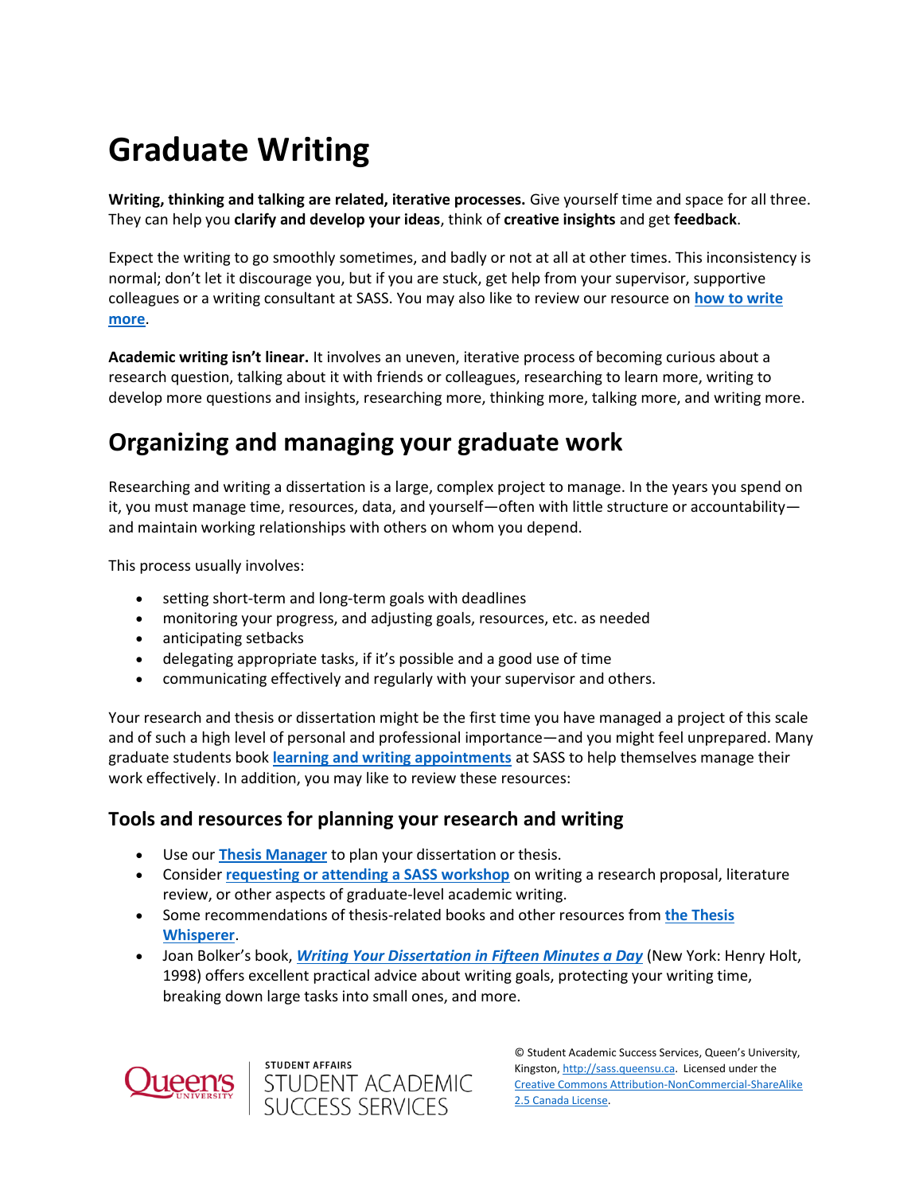# Graduate Writing

**Writing, thinking and talking are related, iterative processes.** Give yourself time and space for all three. They can help you **clarify and develop your ideas**, think of **creative insights** and get **feedback**.

Expect the writing to go smoothly sometimes, and badly or not at all at other times. This inconsistency is normal; don't let it discourage you, but if you are stuck, get help from your supervisor, supportive colleagues or a writing consultant at SASS. You may also like to review our resource on **how to write more**.

**Academic writing isn't linear.** It involves an uneven, iterative process of becoming curious about a research question, talking about it with friends or colleagues, researching to learn more, writing to develop more questions and insights, researching more, thinking more, talking more, and writing more.

## Organizing and managing your graduate work

Researching and writing a dissertation is a large, complex project to manage. In the years you spend on it, you must manage time, resources, data, and yourself—often with little structure or accountability—and maintain working relationships with others on whom you depend.

This process usually involves:

- setting short-term and long-term goals with deadlines
- monitoring your progress, and adjusting goals, resources, etc. as needed
- anticipating setbacks
- delegating appropriate tasks, if it's possible and a good use of time
- communicating effectively and regularly with your supervisor and others.

Your research and thesis or dissertation might be the first time you have managed a project of this scale and of such a high level of personal and professional importance—and you might feel unprepared. Many graduate students book **learning and writing appointments** at SASS to help themselves manage their work effectively. In addition, you may like to review these resources:

### Tools and resources for planning your research and writing

- Use our **Thesis Manager** to plan your dissertation or thesis.
- Consider **requesting or attending a SASS workshop** on writing a research proposal, literature review, or other aspects of graduate-level academic writing.
- Some recommendations of thesis-related books and other resources from **the Thesis Whisperer**.
- Joan Bolker's book, ***Writing Your Dissertation in Fifteen Minutes a Day*** (New York: Henry Holt, 1998) offers excellent practical advice about writing goals, protecting your writing time, breaking down large tasks into small ones, and more.

Queen's University | Student Affairs | Student Academic Success Services

© Student Academic Success Services, Queen's University, Kingston, http://sass.queensu.ca. Licensed under the Creative Commons Attribution-NonCommercial-ShareAlike 2.5 Canada License.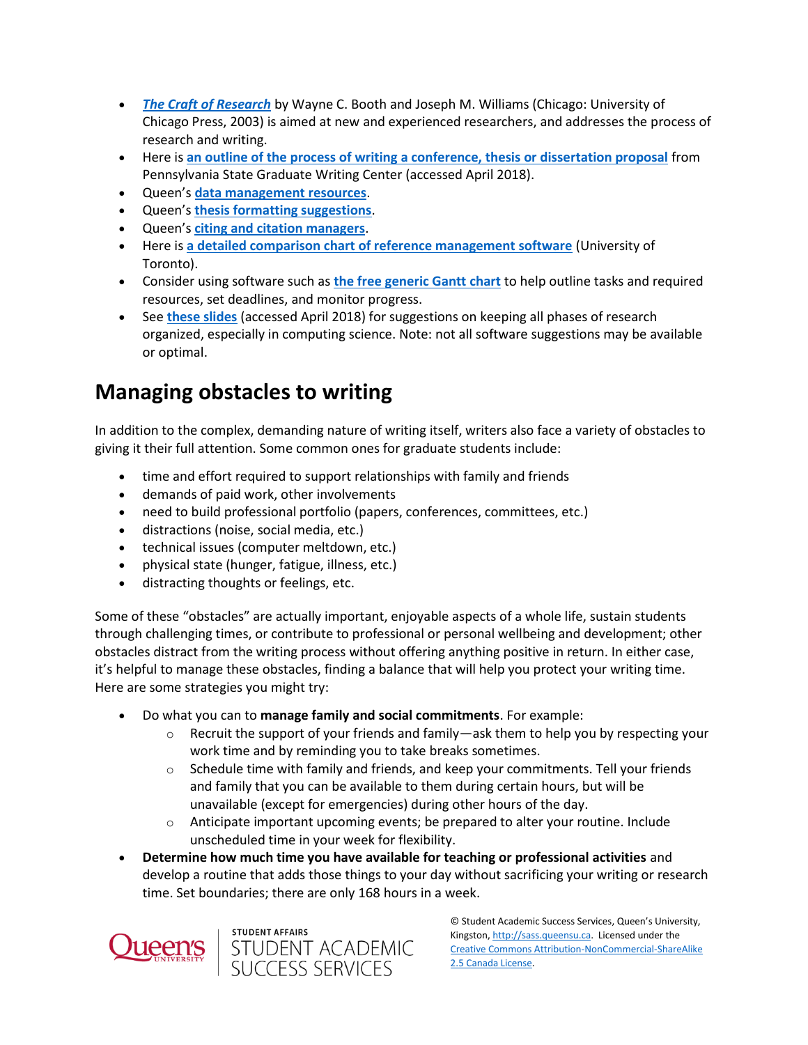- ***The Craft of Research*** by Wayne C. Booth and Joseph M. Williams (Chicago: University of Chicago Press, 2003) is aimed at new and experienced researchers, and addresses the process of research and writing.
- Here is **an outline of the process of writing a conference, thesis or dissertation proposal** from Pennsylvania State Graduate Writing Center (accessed April 2018).
- Queen's **data management resources**.
- Queen's **thesis formatting suggestions**.
- Queen's **citing and citation managers**.
- Here is **a detailed comparison chart of reference management software** (University of Toronto).
- Consider using software such as **the free generic Gantt chart** to help outline tasks and required resources, set deadlines, and monitor progress.
- See **these slides** (accessed April 2018) for suggestions on keeping all phases of research organized, especially in computing science. Note: not all software suggestions may be available or optimal.

## Managing obstacles to writing

In addition to the complex, demanding nature of writing itself, writers also face a variety of obstacles to giving it their full attention. Some common ones for graduate students include:

- time and effort required to support relationships with family and friends
- demands of paid work, other involvements
- need to build professional portfolio (papers, conferences, committees, etc.)
- distractions (noise, social media, etc.)
- technical issues (computer meltdown, etc.)
- physical state (hunger, fatigue, illness, etc.)
- distracting thoughts or feelings, etc.

Some of these "obstacles" are actually important, enjoyable aspects of a whole life, sustain students through challenging times, or contribute to professional or personal wellbeing and development; other obstacles distract from the writing process without offering anything positive in return. In either case, it's helpful to manage these obstacles, finding a balance that will help you protect your writing time. Here are some strategies you might try:

- Do what you can to **manage family and social commitments**. For example:
  - Recruit the support of your friends and family—ask them to help you by respecting your work time and by reminding you to take breaks sometimes.
  - Schedule time with family and friends, and keep your commitments. Tell your friends and family that you can be available to them during certain hours, but will be unavailable (except for emergencies) during other hours of the day.
  - Anticipate important upcoming events; be prepared to alter your routine. Include unscheduled time in your week for flexibility.
- **Determine how much time you have available for teaching or professional activities** and develop a routine that adds those things to your day without sacrificing your writing or research time. Set boundaries; there are only 168 hours in a week.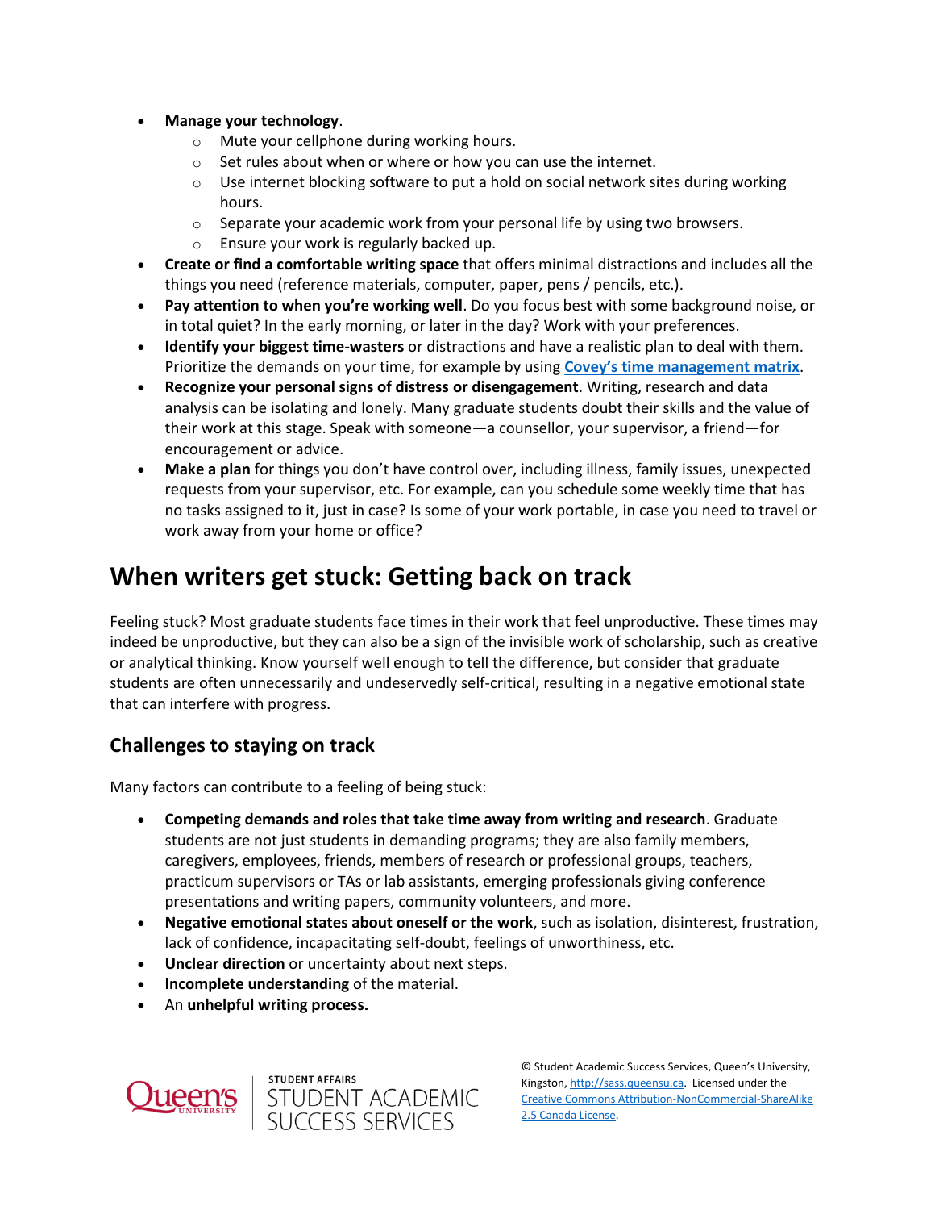- **Manage your technology**.
  - Mute your cellphone during working hours.
  - Set rules about when or where or how you can use the internet.
  - Use internet blocking software to put a hold on social network sites during working hours.
  - Separate your academic work from your personal life by using two browsers.
  - Ensure your work is regularly backed up.
- **Create or find a comfortable writing space** that offers minimal distractions and includes all the things you need (reference materials, computer, paper, pens / pencils, etc.).
- **Pay attention to when you're working well**. Do you focus best with some background noise, or in total quiet? In the early morning, or later in the day? Work with your preferences.
- **Identify your biggest time-wasters** or distractions and have a realistic plan to deal with them. Prioritize the demands on your time, for example by using **Covey's time management matrix**.
- **Recognize your personal signs of distress or disengagement**. Writing, research and data analysis can be isolating and lonely. Many graduate students doubt their skills and the value of their work at this stage. Speak with someone—a counsellor, your supervisor, a friend—for encouragement or advice.
- **Make a plan** for things you don't have control over, including illness, family issues, unexpected requests from your supervisor, etc. For example, can you schedule some weekly time that has no tasks assigned to it, just in case? Is some of your work portable, in case you need to travel or work away from your home or office?

# When writers get stuck: Getting back on track

Feeling stuck? Most graduate students face times in their work that feel unproductive. These times may indeed be unproductive, but they can also be a sign of the invisible work of scholarship, such as creative or analytical thinking. Know yourself well enough to tell the difference, but consider that graduate students are often unnecessarily and undeservedly self-critical, resulting in a negative emotional state that can interfere with progress.

## Challenges to staying on track

Many factors can contribute to a feeling of being stuck:

- **Competing demands and roles that take time away from writing and research**. Graduate students are not just students in demanding programs; they are also family members, caregivers, employees, friends, members of research or professional groups, teachers, practicum supervisors or TAs or lab assistants, emerging professionals giving conference presentations and writing papers, community volunteers, and more.
- **Negative emotional states about oneself or the work**, such as isolation, disinterest, frustration, lack of confidence, incapacitating self-doubt, feelings of unworthiness, etc.
- **Unclear direction** or uncertainty about next steps.
- **Incomplete understanding** of the material.
- An **unhelpful writing process.**

© Student Academic Success Services, Queen's University, Kingston, http://sass.queensu.ca. Licensed under the Creative Commons Attribution-NonCommercial-ShareAlike 2.5 Canada License.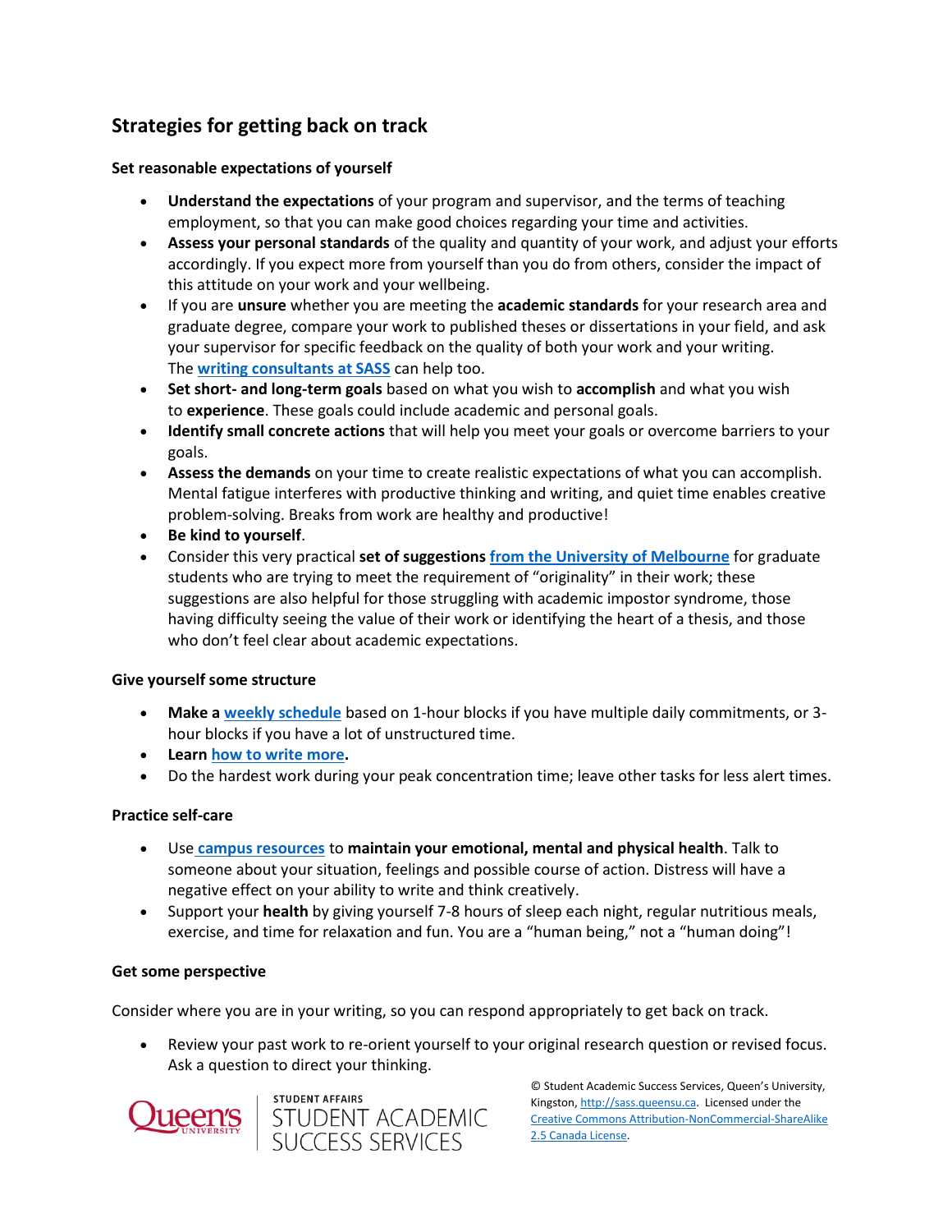## Strategies for getting back on track

### Set reasonable expectations of yourself

- **Understand the expectations** of your program and supervisor, and the terms of teaching employment, so that you can make good choices regarding your time and activities.
- **Assess your personal standards** of the quality and quantity of your work, and adjust your efforts accordingly. If you expect more from yourself than you do from others, consider the impact of this attitude on your work and your wellbeing.
- If you are **unsure** whether you are meeting the **academic standards** for your research area and graduate degree, compare your work to published theses or dissertations in your field, and ask your supervisor for specific feedback on the quality of both your work and your writing. The **writing consultants at SASS** can help too.
- **Set short- and long-term goals** based on what you wish to **accomplish** and what you wish to **experience**. These goals could include academic and personal goals.
- **Identify small concrete actions** that will help you meet your goals or overcome barriers to your goals.
- **Assess the demands** on your time to create realistic expectations of what you can accomplish. Mental fatigue interferes with productive thinking and writing, and quiet time enables creative problem-solving. Breaks from work are healthy and productive!
- **Be kind to yourself**.
- Consider this very practical **set of suggestions** from the University of Melbourne for graduate students who are trying to meet the requirement of "originality" in their work; these suggestions are also helpful for those struggling with academic impostor syndrome, those having difficulty seeing the value of their work or identifying the heart of a thesis, and those who don't feel clear about academic expectations.

### Give yourself some structure

- **Make a** weekly schedule based on 1-hour blocks if you have multiple daily commitments, or 3-hour blocks if you have a lot of unstructured time.
- **Learn** how to write more**.**
- Do the hardest work during your peak concentration time; leave other tasks for less alert times.

### Practice self-care

- Use **campus resources** to **maintain your emotional, mental and physical health**. Talk to someone about your situation, feelings and possible course of action. Distress will have a negative effect on your ability to write and think creatively.
- Support your **health** by giving yourself 7-8 hours of sleep each night, regular nutritious meals, exercise, and time for relaxation and fun. You are a "human being," not a "human doing"!

### Get some perspective

Consider where you are in your writing, so you can respond appropriately to get back on track.

- Review your past work to re-orient yourself to your original research question or revised focus. Ask a question to direct your thinking.

© Student Academic Success Services, Queen's University, Kingston, http://sass.queensu.ca. Licensed under the Creative Commons Attribution-NonCommercial-ShareAlike 2.5 Canada License.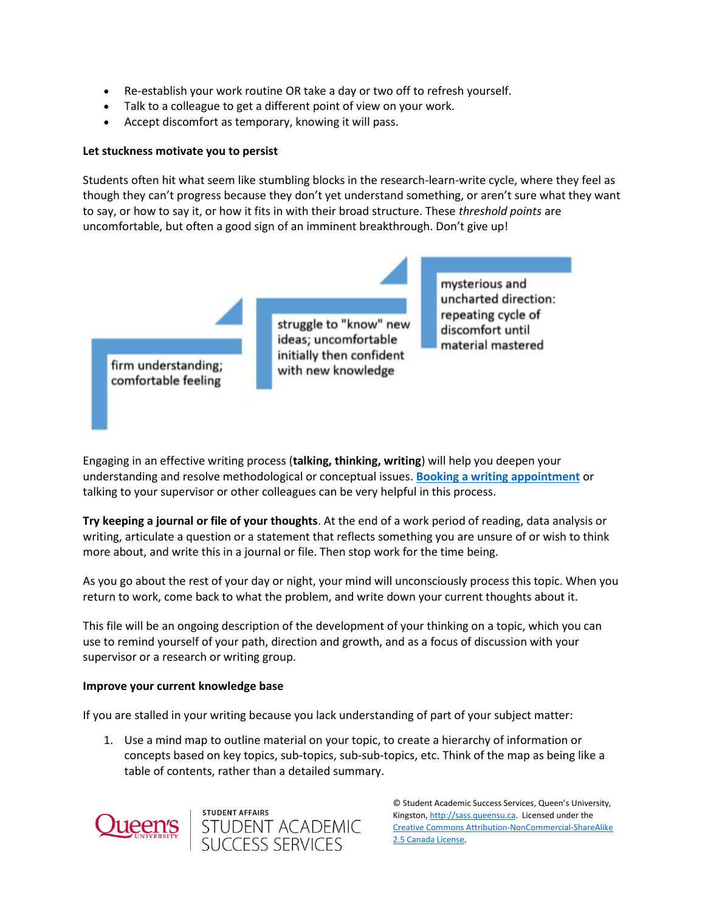- Re-establish your work routine OR take a day or two off to refresh yourself.
- Talk to a colleague to get a different point of view on your work.
- Accept discomfort as temporary, knowing it will pass.

**Let stuckness motivate you to persist**

Students often hit what seem like stumbling blocks in the research-learn-write cycle, where they feel as though they can't progress because they don't yet understand something, or aren't sure what they want to say, or how to say it, or how it fits in with their broad structure. These *threshold points* are uncomfortable, but often a good sign of an imminent breakthrough. Don't give up!

firm understanding; comfortable feeling

struggle to "know" new ideas; uncomfortable initially then confident with new knowledge

mysterious and uncharted direction: repeating cycle of discomfort until material mastered

Engaging in an effective writing process (**talking, thinking, writing**) will help you deepen your understanding and resolve methodological or conceptual issues. **Booking a writing appointment** or talking to your supervisor or other colleagues can be very helpful in this process.

**Try keeping a journal or file of your thoughts**. At the end of a work period of reading, data analysis or writing, articulate a question or a statement that reflects something you are unsure of or wish to think more about, and write this in a journal or file. Then stop work for the time being.

As you go about the rest of your day or night, your mind will unconsciously process this topic. When you return to work, come back to what the problem, and write down your current thoughts about it.

This file will be an ongoing description of the development of your thinking on a topic, which you can use to remind yourself of your path, direction and growth, and as a focus of discussion with your supervisor or a research or writing group.

**Improve your current knowledge base**

If you are stalled in your writing because you lack understanding of part of your subject matter:

1. Use a mind map to outline material on your topic, to create a hierarchy of information or concepts based on key topics, sub-topics, sub-sub-topics, etc. Think of the map as being like a table of contents, rather than a detailed summary.

© Student Academic Success Services, Queen's University, Kingston, http://sass.queensu.ca. Licensed under the Creative Commons Attribution-NonCommercial-ShareAlike 2.5 Canada License.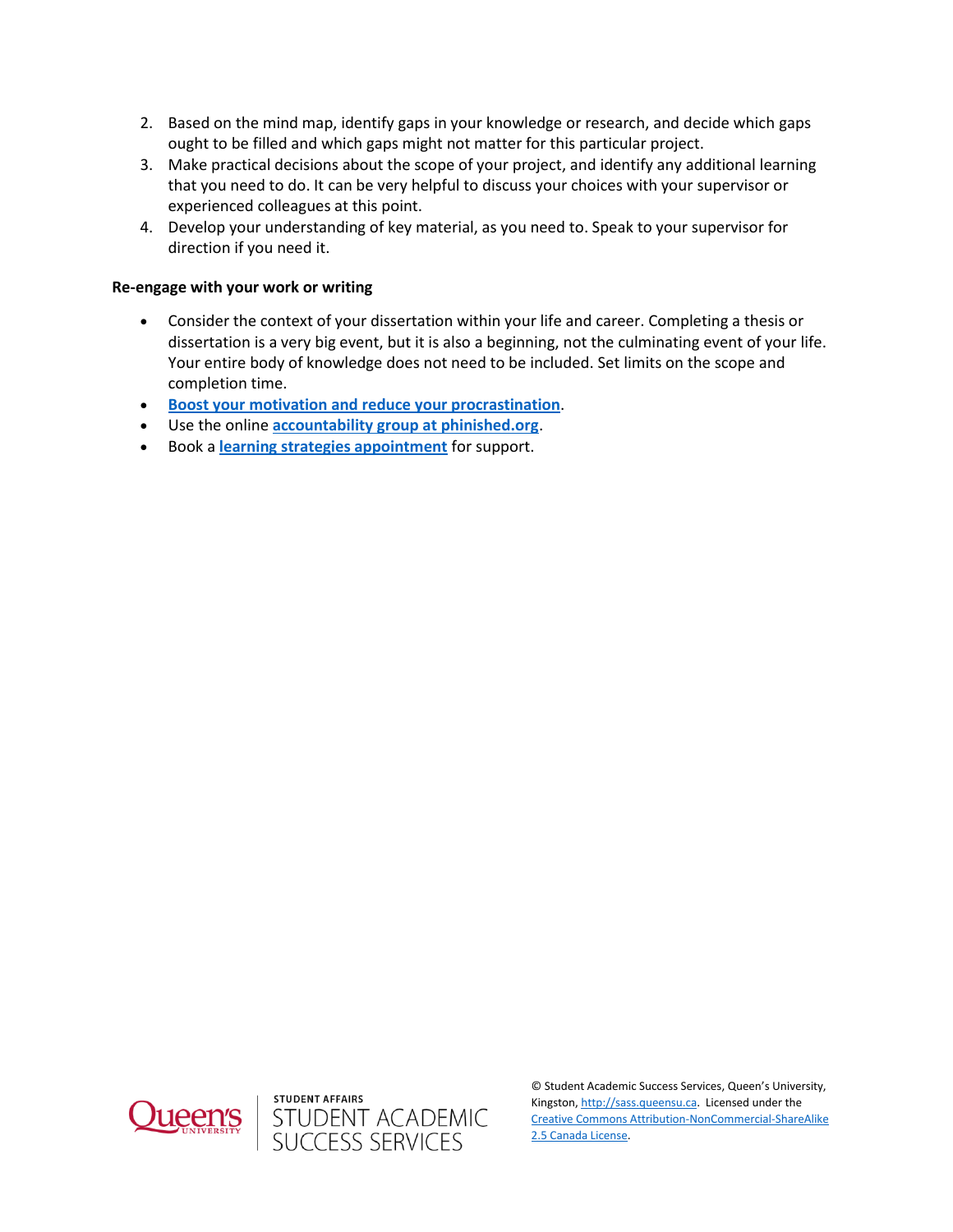2. Based on the mind map, identify gaps in your knowledge or research, and decide which gaps ought to be filled and which gaps might not matter for this particular project.
3. Make practical decisions about the scope of your project, and identify any additional learning that you need to do. It can be very helpful to discuss your choices with your supervisor or experienced colleagues at this point.
4. Develop your understanding of key material, as you need to. Speak to your supervisor for direction if you need it.

**Re-engage with your work or writing**

- Consider the context of your dissertation within your life and career. Completing a thesis or dissertation is a very big event, but it is also a beginning, not the culminating event of your life. Your entire body of knowledge does not need to be included. Set limits on the scope and completion time.
- **Boost your motivation and reduce your procrastination**.
- Use the online **accountability group at phinished.org**.
- Book a **learning strategies appointment** for support.

Queen's University | STUDENT AFFAIRS STUDENT ACADEMIC SUCCESS SERVICES

© Student Academic Success Services, Queen's University, Kingston, http://sass.queensu.ca. Licensed under the Creative Commons Attribution-NonCommercial-ShareAlike 2.5 Canada License.